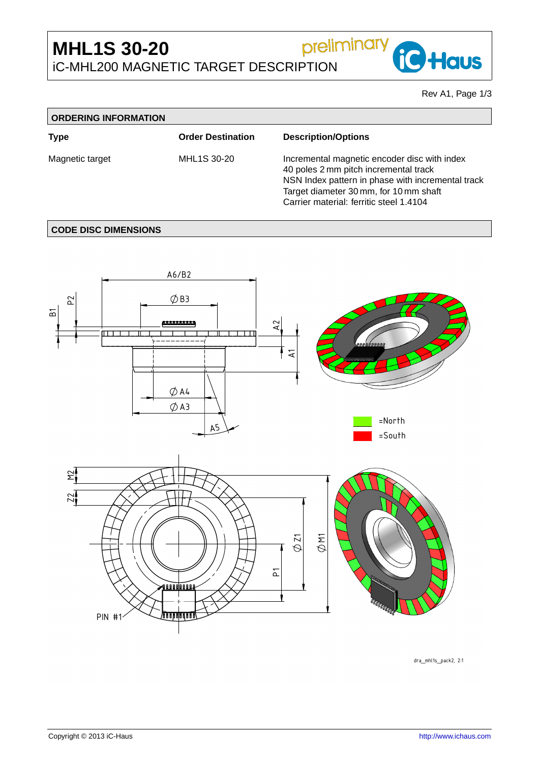# MHL1S 30-20

iC-MHL200 MAGNETIC TARGET DESCRIPTION

preliminary

Rev A1, Page 1/3

## ORDERING INFORMATION

| Type | Order Destination | Description/Options |
|---|---|---|
| Magnetic target | MHL1S 30-20 | Incremental magnetic encoder disc with index<br>40 poles 2 mm pitch incremental track<br>NSN Index pattern in phase with incremental track<br>Target diameter 30 mm, for 10 mm shaft<br>Carrier material: ferritic steel 1.4104 |

## CODE DISC DIMENSIONS

A6/B2, ∅B3, B1, P2, A2, A1, ∅A4, ∅A3, A5

=North
=South

M2, Z2, ∅Z1, ∅M1, P1, PIN #1

dra_mhl1s_pack2, 2:1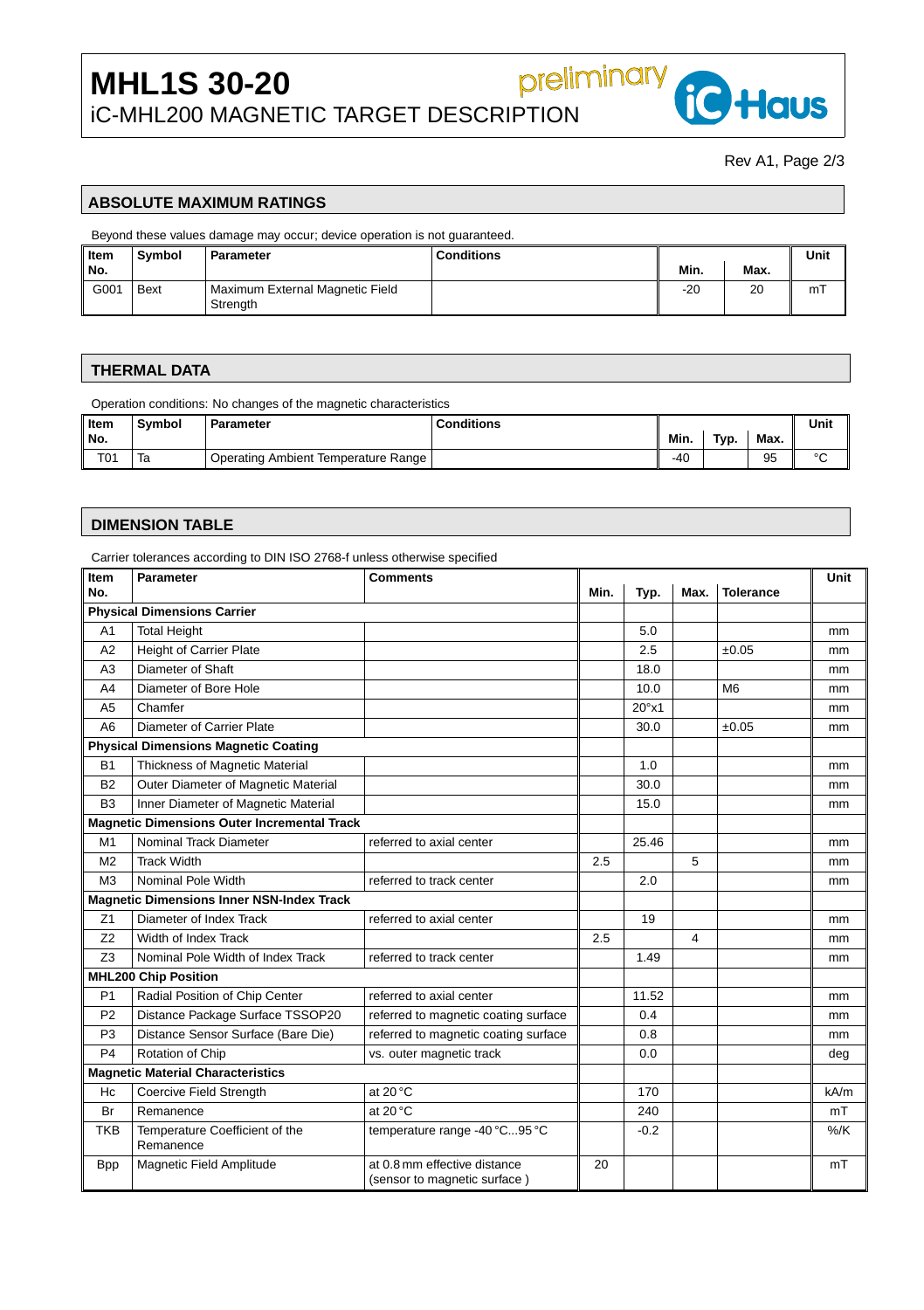# MHL1S 30-20
iC-MHL200 MAGNETIC TARGET DESCRIPTION

preliminary

## ABSOLUTE MAXIMUM RATINGS

Beyond these values damage may occur; device operation is not guaranteed.

| Item No. | Symbol | Parameter | Conditions | Min. | Max. | Unit |
|---|---|---|---|---|---|---|
| G001 | Bext | Maximum External Magnetic Field Strength | | -20 | 20 | mT |

## THERMAL DATA

Operation conditions: No changes of the magnetic characteristics

| Item No. | Symbol | Parameter | Conditions | Min. | Typ. | Max. | Unit |
|---|---|---|---|---|---|---|---|
| T01 | Ta | Operating Ambient Temperature Range | | -40 | | 95 | °C |

## DIMENSION TABLE

Carrier tolerances according to DIN ISO 2768-f unless otherwise specified

| Item No. | Parameter | Comments | Min. | Typ. | Max. | Tolerance | Unit |
|---|---|---|---|---|---|---|---|
| **Physical Dimensions Carrier** | | | | | | | |
| A1 | Total Height | | | 5.0 | | | mm |
| A2 | Height of Carrier Plate | | | 2.5 | | ±0.05 | mm |
| A3 | Diameter of Shaft | | | 18.0 | | | mm |
| A4 | Diameter of Bore Hole | | | 10.0 | | M6 | mm |
| A5 | Chamfer | | | 20°x1 | | | mm |
| A6 | Diameter of Carrier Plate | | | 30.0 | | ±0.05 | mm |
| **Physical Dimensions Magnetic Coating** | | | | | | | |
| B1 | Thickness of Magnetic Material | | | 1.0 | | | mm |
| B2 | Outer Diameter of Magnetic Material | | | 30.0 | | | mm |
| B3 | Inner Diameter of Magnetic Material | | | 15.0 | | | mm |
| **Magnetic Dimensions Outer Incremental Track** | | | | | | | |
| M1 | Nominal Track Diameter | referred to axial center | | 25.46 | | | mm |
| M2 | Track Width | | 2.5 | | 5 | | mm |
| M3 | Nominal Pole Width | referred to track center | | 2.0 | | | mm |
| **Magnetic Dimensions Inner NSN-Index Track** | | | | | | | |
| Z1 | Diameter of Index Track | referred to axial center | | 19 | | | mm |
| Z2 | Width of Index Track | | 2.5 | | 4 | | mm |
| Z3 | Nominal Pole Width of Index Track | referred to track center | | 1.49 | | | mm |
| **MHL200 Chip Position** | | | | | | | |
| P1 | Radial Position of Chip Center | referred to axial center | | 11.52 | | | mm |
| P2 | Distance Package Surface TSSOP20 | referred to magnetic coating surface | | 0.4 | | | mm |
| P3 | Distance Sensor Surface (Bare Die) | referred to magnetic coating surface | | 0.8 | | | mm |
| P4 | Rotation of Chip | vs. outer magnetic track | | 0.0 | | | deg |
| **Magnetic Material Characteristics** | | | | | | | |
| Hc | Coercive Field Strength | at 20 °C | | 170 | | | kA/m |
| Br | Remanence | at 20 °C | | 240 | | | mT |
| TKB | Temperature Coefficient of the Remanence | temperature range -40 °C...95 °C | | -0.2 | | | %/K |
| Bpp | Magnetic Field Amplitude | at 0.8 mm effective distance (sensor to magnetic surface ) | 20 | | | | mT |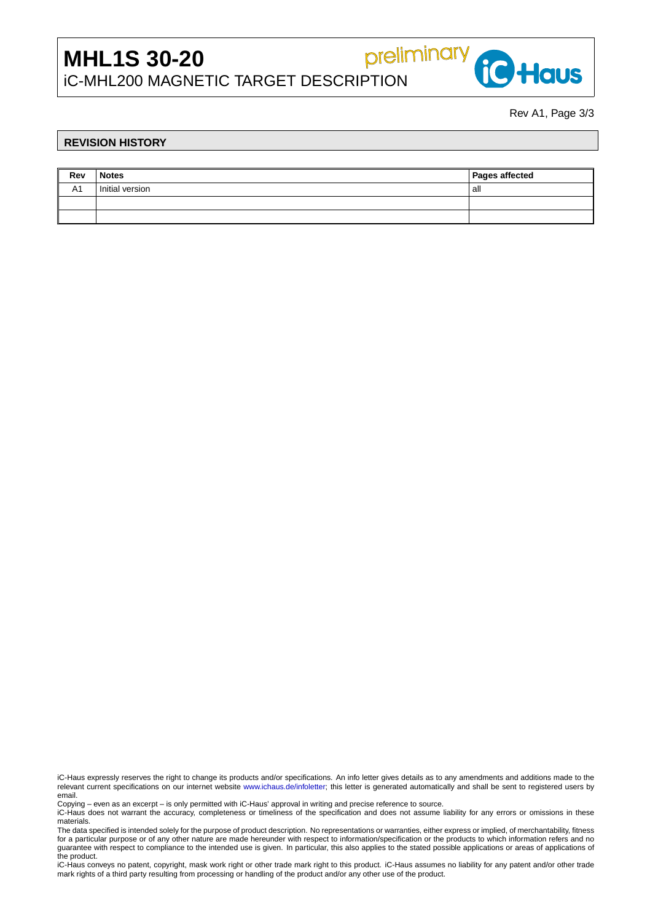## REVISION HISTORY

| Rev | Notes | Pages affected |
|---|---|---|
| A1 | Initial version | all |
| | | |
| | | |

iC-Haus expressly reserves the right to change its products and/or specifications. An info letter gives details as to any amendments and additions made to the relevant current specifications on our internet website www.ichaus.de/infoletter; this letter is generated automatically and shall be sent to registered users by email.

Copying – even as an excerpt – is only permitted with iC-Haus' approval in writing and precise reference to source.

iC-Haus does not warrant the accuracy, completeness or timeliness of the specification and does not assume liability for any errors or omissions in these materials.

The data specified is intended solely for the purpose of product description. No representations or warranties, either express or implied, of merchantability, fitness for a particular purpose or of any other nature are made hereunder with respect to information/specification or the products to which information refers and no guarantee with respect to compliance to the intended use is given. In particular, this also applies to the stated possible applications or areas of applications of the product.

iC-Haus conveys no patent, copyright, mask work right or other trade mark right to this product. iC-Haus assumes no liability for any patent and/or other trade mark rights of a third party resulting from processing or handling of the product and/or any other use of the product.